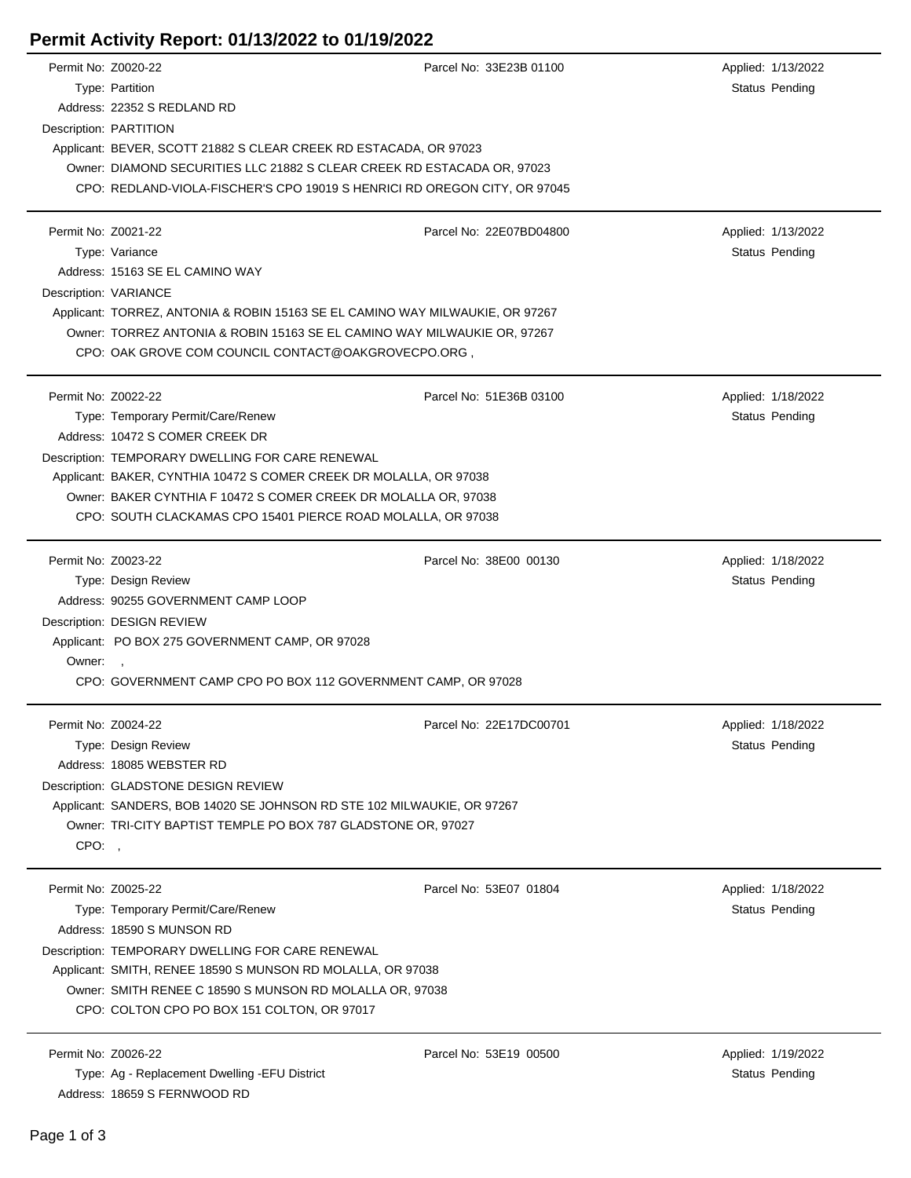# Permit Activity Report: 01/13/2022 to 01/19/2022

Permit No: Z0020-22 | Parcel No: 33E23B 01100 | Applied: 1/13/2022
Type: Partition | Status Pending
Address: 22352 S REDLAND RD
Description: PARTITION
Applicant: BEVER, SCOTT 21882 S CLEAR CREEK RD ESTACADA, OR 97023
Owner: DIAMOND SECURITIES LLC 21882 S CLEAR CREEK RD ESTACADA OR, 97023
CPO: REDLAND-VIOLA-FISCHER'S CPO 19019 S HENRICI RD OREGON CITY, OR 97045

---

Permit No: Z0021-22 | Parcel No: 22E07BD04800 | Applied: 1/13/2022
Type: Variance | Status Pending
Address: 15163 SE EL CAMINO WAY
Description: VARIANCE
Applicant: TORREZ, ANTONIA & ROBIN 15163 SE EL CAMINO WAY MILWAUKIE, OR 97267
Owner: TORREZ ANTONIA & ROBIN 15163 SE EL CAMINO WAY MILWAUKIE OR, 97267
CPO: OAK GROVE COM COUNCIL CONTACT@OAKGROVECPO.ORG ,

---

Permit No: Z0022-22 | Parcel No: 51E36B 03100 | Applied: 1/18/2022
Type: Temporary Permit/Care/Renew | Status Pending
Address: 10472 S COMER CREEK DR
Description: TEMPORARY DWELLING FOR CARE RENEWAL
Applicant: BAKER, CYNTHIA 10472 S COMER CREEK DR MOLALLA, OR 97038
Owner: BAKER CYNTHIA F 10472 S COMER CREEK DR MOLALLA OR, 97038
CPO: SOUTH CLACKAMAS CPO 15401 PIERCE ROAD MOLALLA, OR 97038

---

Permit No: Z0023-22 | Parcel No: 38E00 00130 | Applied: 1/18/2022
Type: Design Review | Status Pending
Address: 90255 GOVERNMENT CAMP LOOP
Description: DESIGN REVIEW
Applicant: PO BOX 275 GOVERNMENT CAMP, OR 97028
Owner: ,
CPO: GOVERNMENT CAMP CPO PO BOX 112 GOVERNMENT CAMP, OR 97028

---

Permit No: Z0024-22 | Parcel No: 22E17DC00701 | Applied: 1/18/2022
Type: Design Review | Status Pending
Address: 18085 WEBSTER RD
Description: GLADSTONE DESIGN REVIEW
Applicant: SANDERS, BOB 14020 SE JOHNSON RD STE 102 MILWAUKIE, OR 97267
Owner: TRI-CITY BAPTIST TEMPLE PO BOX 787 GLADSTONE OR, 97027
CPO: ,

---

Permit No: Z0025-22 | Parcel No: 53E07 01804 | Applied: 1/18/2022
Type: Temporary Permit/Care/Renew | Status Pending
Address: 18590 S MUNSON RD
Description: TEMPORARY DWELLING FOR CARE RENEWAL
Applicant: SMITH, RENEE 18590 S MUNSON RD MOLALLA, OR 97038
Owner: SMITH RENEE C 18590 S MUNSON RD MOLALLA OR, 97038
CPO: COLTON CPO PO BOX 151 COLTON, OR 97017

---

Permit No: Z0026-22 | Parcel No: 53E19 00500 | Applied: 1/19/2022
Type: Ag - Replacement Dwelling -EFU District | Status Pending
Address: 18659 S FERNWOOD RD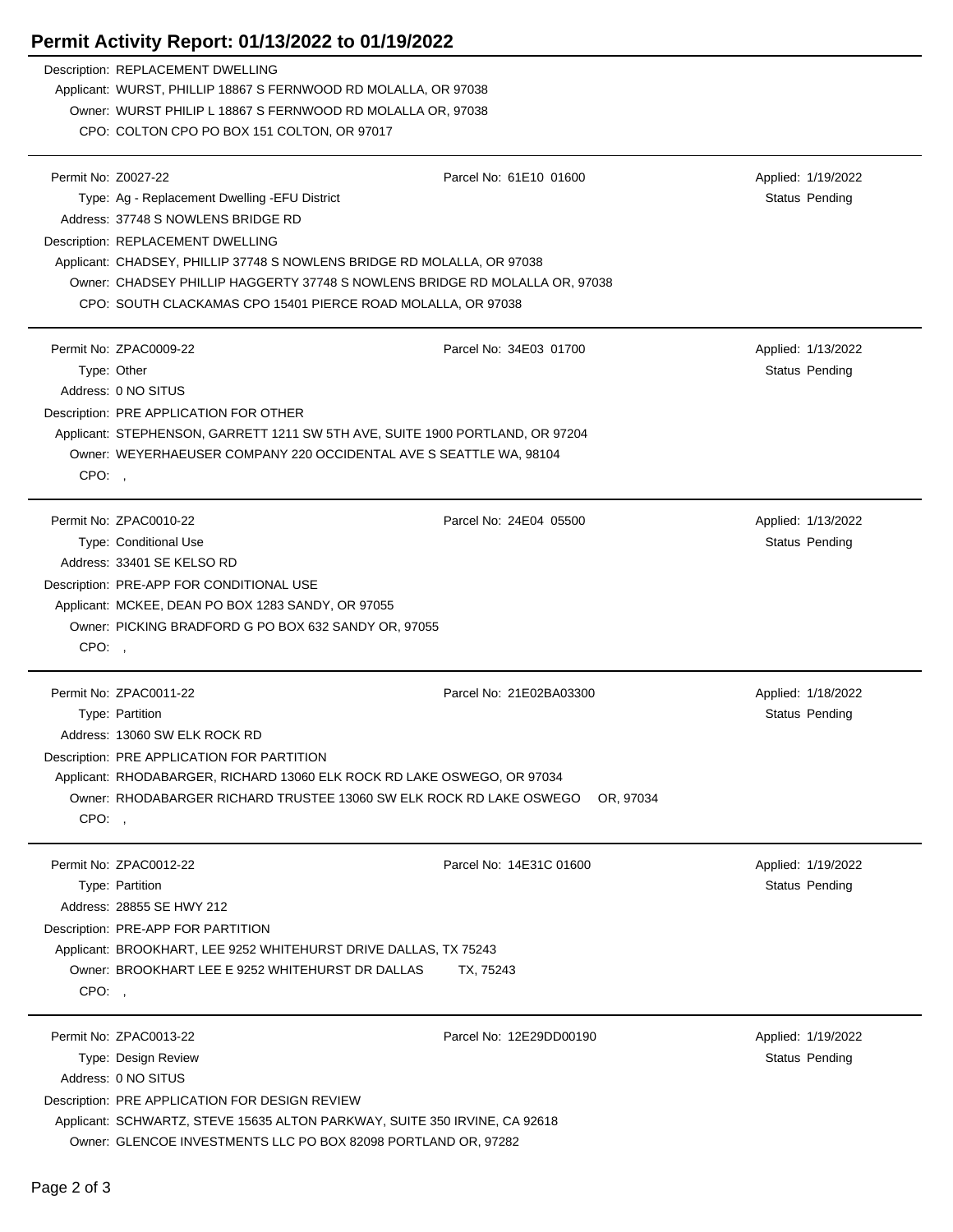# Permit Activity Report: 01/13/2022 to 01/19/2022

Description: REPLACEMENT DWELLING
Applicant: WURST, PHILLIP 18867 S FERNWOOD RD MOLALLA, OR 97038
Owner: WURST PHILIP L 18867 S FERNWOOD RD MOLALLA OR, 97038
CPO: COLTON CPO PO BOX 151 COLTON, OR 97017

---

Permit No: Z0027-22 | Parcel No: 61E10 01600 | Applied: 1/19/2022
Type: Ag - Replacement Dwelling -EFU District | Status Pending
Address: 37748 S NOWLENS BRIDGE RD
Description: REPLACEMENT DWELLING
Applicant: CHADSEY, PHILLIP 37748 S NOWLENS BRIDGE RD MOLALLA, OR 97038
Owner: CHADSEY PHILLIP HAGGERTY 37748 S NOWLENS BRIDGE RD MOLALLA OR, 97038
CPO: SOUTH CLACKAMAS CPO 15401 PIERCE ROAD MOLALLA, OR 97038

---

Permit No: ZPAC0009-22 | Parcel No: 34E03 01700 | Applied: 1/13/2022
Type: Other | Status Pending
Address: 0 NO SITUS
Description: PRE APPLICATION FOR OTHER
Applicant: STEPHENSON, GARRETT 1211 SW 5TH AVE, SUITE 1900 PORTLAND, OR 97204
Owner: WEYERHAEUSER COMPANY 220 OCCIDENTAL AVE S SEATTLE WA, 98104
CPO: ,

---

Permit No: ZPAC0010-22 | Parcel No: 24E04 05500 | Applied: 1/13/2022
Type: Conditional Use | Status Pending
Address: 33401 SE KELSO RD
Description: PRE-APP FOR CONDITIONAL USE
Applicant: MCKEE, DEAN PO BOX 1283 SANDY, OR 97055
Owner: PICKING BRADFORD G PO BOX 632 SANDY OR, 97055
CPO: ,

---

Permit No: ZPAC0011-22 | Parcel No: 21E02BA03300 | Applied: 1/18/2022
Type: Partition | Status Pending
Address: 13060 SW ELK ROCK RD
Description: PRE APPLICATION FOR PARTITION
Applicant: RHODABARGER, RICHARD 13060 ELK ROCK RD LAKE OSWEGO, OR 97034
Owner: RHODABARGER RICHARD TRUSTEE 13060 SW ELK ROCK RD LAKE OSWEGO OR, 97034
CPO: ,

---

Permit No: ZPAC0012-22 | Parcel No: 14E31C 01600 | Applied: 1/19/2022
Type: Partition | Status Pending
Address: 28855 SE HWY 212
Description: PRE-APP FOR PARTITION
Applicant: BROOKHART, LEE 9252 WHITEHURST DRIVE DALLAS, TX 75243
Owner: BROOKHART LEE E 9252 WHITEHURST DR DALLAS TX, 75243
CPO: ,

---

Permit No: ZPAC0013-22 | Parcel No: 12E29DD00190 | Applied: 1/19/2022
Type: Design Review | Status Pending
Address: 0 NO SITUS
Description: PRE APPLICATION FOR DESIGN REVIEW
Applicant: SCHWARTZ, STEVE 15635 ALTON PARKWAY, SUITE 350 IRVINE, CA 92618
Owner: GLENCOE INVESTMENTS LLC PO BOX 82098 PORTLAND OR, 97282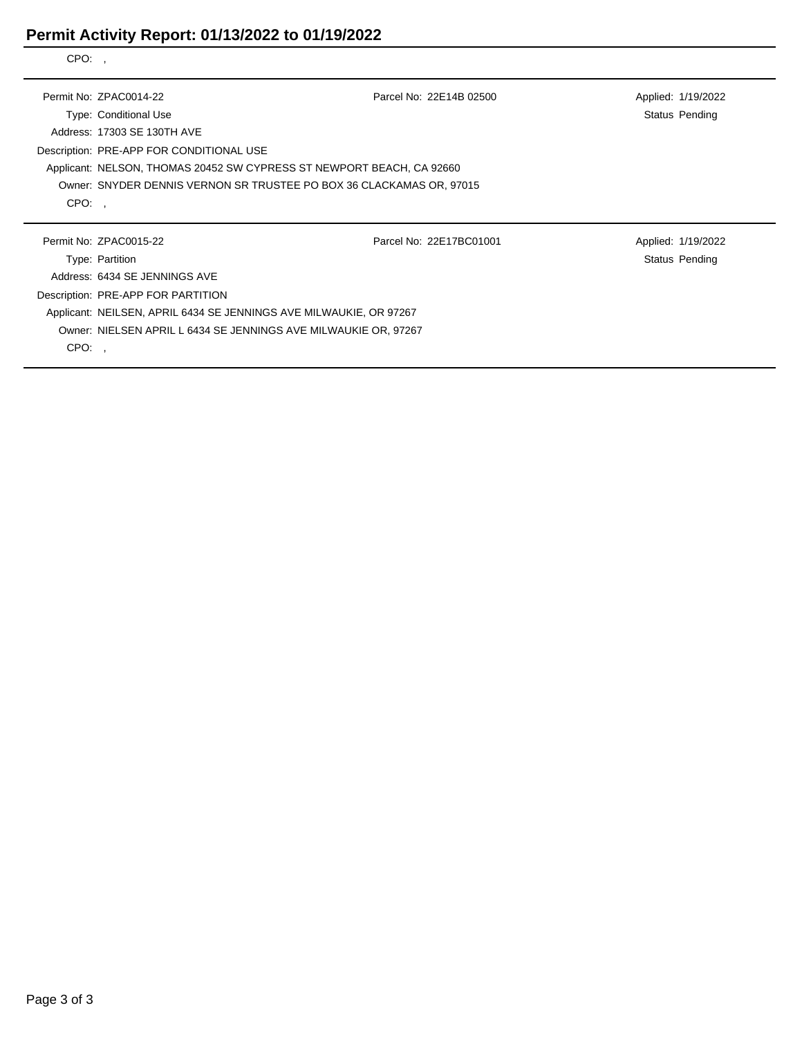# Permit Activity Report: 01/13/2022 to 01/19/2022

CPO: ,

---

Permit No: ZPAC0014-22 | Parcel No: 22E14B 02500 | Applied: 1/19/2022

Type: Conditional Use | Status Pending

Address: 17303 SE 130TH AVE

Description: PRE-APP FOR CONDITIONAL USE

Applicant: NELSON, THOMAS 20452 SW CYPRESS ST NEWPORT BEACH, CA 92660

Owner: SNYDER DENNIS VERNON SR TRUSTEE PO BOX 36 CLACKAMAS OR, 97015

CPO: ,

---

Permit No: ZPAC0015-22 | Parcel No: 22E17BC01001 | Applied: 1/19/2022

Type: Partition | Status Pending

Address: 6434 SE JENNINGS AVE

Description: PRE-APP FOR PARTITION

Applicant: NEILSEN, APRIL 6434 SE JENNINGS AVE MILWAUKIE, OR 97267

Owner: NIELSEN APRIL L 6434 SE JENNINGS AVE MILWAUKIE OR, 97267

CPO: ,